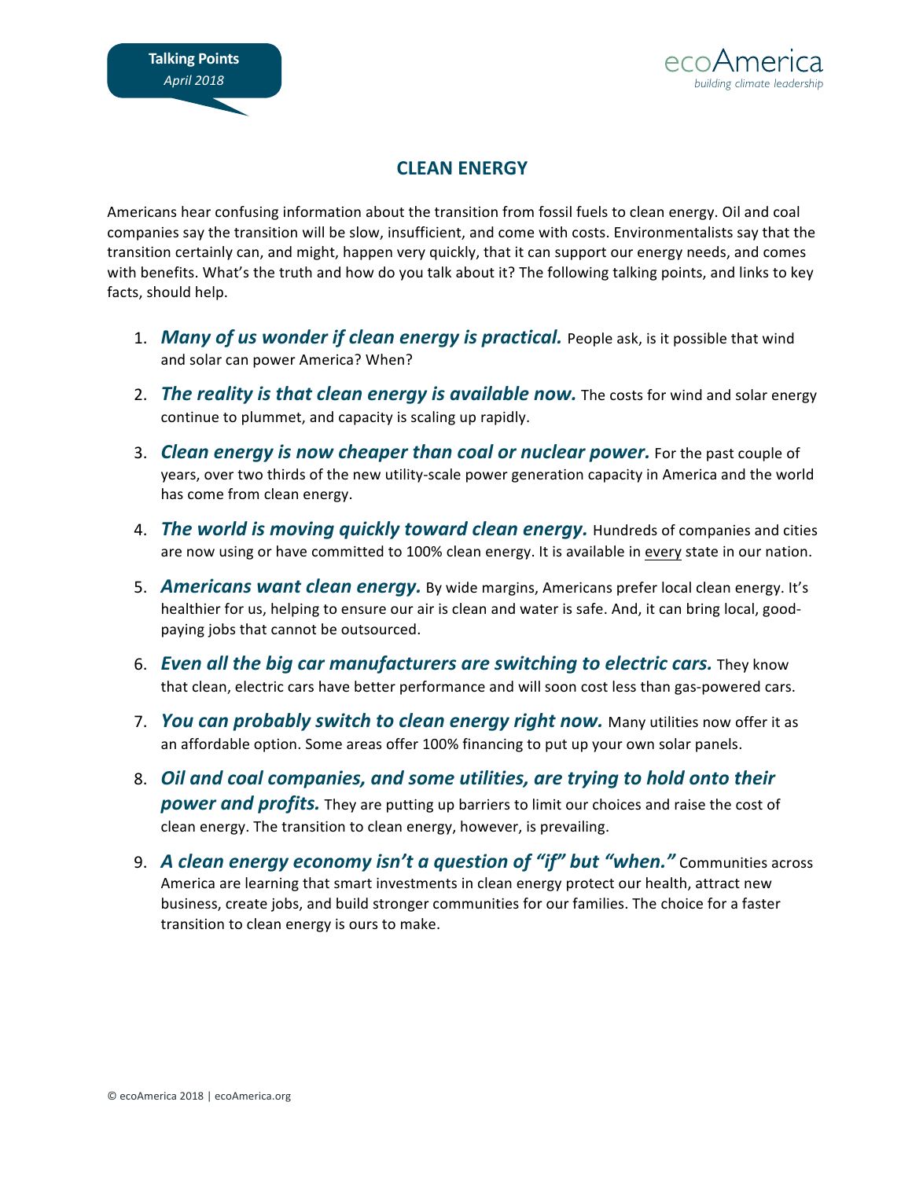Talking Points
*April 2018*

ecoAmerica
*building climate leadership*

# CLEAN ENERGY

Americans hear confusing information about the transition from fossil fuels to clean energy. Oil and coal companies say the transition will be slow, insufficient, and come with costs. Environmentalists say that the transition certainly can, and might, happen very quickly, that it can support our energy needs, and comes with benefits. What's the truth and how do you talk about it? The following talking points, and links to key facts, should help.

1. ***Many of us wonder if clean energy is practical.*** People ask, is it possible that wind and solar can power America? When?
2. ***The reality is that clean energy is available now.*** The costs for wind and solar energy continue to plummet, and capacity is scaling up rapidly.
3. ***Clean energy is now cheaper than coal or nuclear power.*** For the past couple of years, over two thirds of the new utility-scale power generation capacity in America and the world has come from clean energy.
4. ***The world is moving quickly toward clean energy.*** Hundreds of companies and cities are now using or have committed to 100% clean energy. It is available in every state in our nation.
5. ***Americans want clean energy.*** By wide margins, Americans prefer local clean energy. It's healthier for us, helping to ensure our air is clean and water is safe. And, it can bring local, good-paying jobs that cannot be outsourced.
6. ***Even all the big car manufacturers are switching to electric cars.*** They know that clean, electric cars have better performance and will soon cost less than gas-powered cars.
7. ***You can probably switch to clean energy right now.*** Many utilities now offer it as an affordable option. Some areas offer 100% financing to put up your own solar panels.
8. ***Oil and coal companies, and some utilities, are trying to hold onto their power and profits.*** They are putting up barriers to limit our choices and raise the cost of clean energy. The transition to clean energy, however, is prevailing.
9. ***A clean energy economy isn't a question of "if" but "when."*** Communities across America are learning that smart investments in clean energy protect our health, attract new business, create jobs, and build stronger communities for our families. The choice for a faster transition to clean energy is ours to make.

© ecoAmerica 2018 | ecoAmerica.org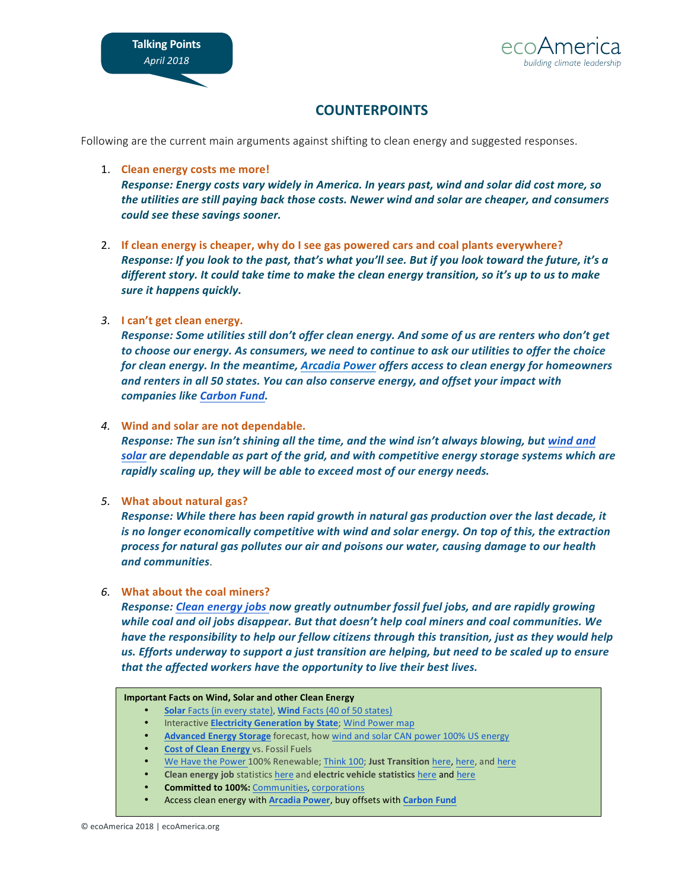Talking Points
*April 2018*

ecoAmerica
*building climate leadership*

## COUNTERPOINTS

Following are the current main arguments against shifting to clean energy and suggested responses.

1. **Clean energy costs me more!**
   ***Response: Energy costs vary widely in America. In years past, wind and solar did cost more, so the utilities are still paying back those costs. Newer wind and solar are cheaper, and consumers could see these savings sooner.***

2. **If clean energy is cheaper, why do I see gas powered cars and coal plants everywhere?**
   ***Response: If you look to the past, that's what you'll see. But if you look toward the future, it's a different story. It could take time to make the clean energy transition, so it's up to us to make sure it happens quickly.***

3. **I can't get clean energy.**
   ***Response: Some utilities still don't offer clean energy. And some of us are renters who don't get to choose our energy. As consumers, we need to continue to ask our utilities to offer the choice for clean energy. In the meantime, Arcadia Power offers access to clean energy for homeowners and renters in all 50 states. You can also conserve energy, and offset your impact with companies like Carbon Fund.***

4. **Wind and solar are not dependable.**
   ***Response: The sun isn't shining all the time, and the wind isn't always blowing, but wind and solar are dependable as part of the grid, and with competitive energy storage systems which are rapidly scaling up, they will be able to exceed most of our energy needs.***

5. **What about natural gas?**
   ***Response: While there has been rapid growth in natural gas production over the last decade, it is no longer economically competitive with wind and solar energy. On top of this, the extraction process for natural gas pollutes our air and poisons our water, causing damage to our health and communities.***

6. **What about the coal miners?**
   ***Response: Clean energy jobs now greatly outnumber fossil fuel jobs, and are rapidly growing while coal and oil jobs disappear. But that doesn't help coal miners and coal communities. We have the responsibility to help our fellow citizens through this transition, just as they would help us. Efforts underway to support a just transition are helping, but need to be scaled up to ensure that the affected workers have the opportunity to live their best lives.***

**Important Facts on Wind, Solar and other Clean Energy**

- **Solar** Facts (in every state), **Wind** Facts (40 of 50 states)
- Interactive **Electricity Generation by State**; Wind Power map
- **Advanced Energy Storage** forecast, how wind and solar CAN power 100% US energy
- **Cost of Clean Energy** vs. Fossil Fuels
- We Have the Power 100% Renewable; Think 100; **Just Transition** here, here, and here
- **Clean energy job** statistics here and **electric vehicle statistics** here and here
- **Committed to 100%:** Communities, corporations
- Access clean energy with **Arcadia Power**, buy offsets with **Carbon Fund**

© ecoAmerica 2018 | ecoAmerica.org